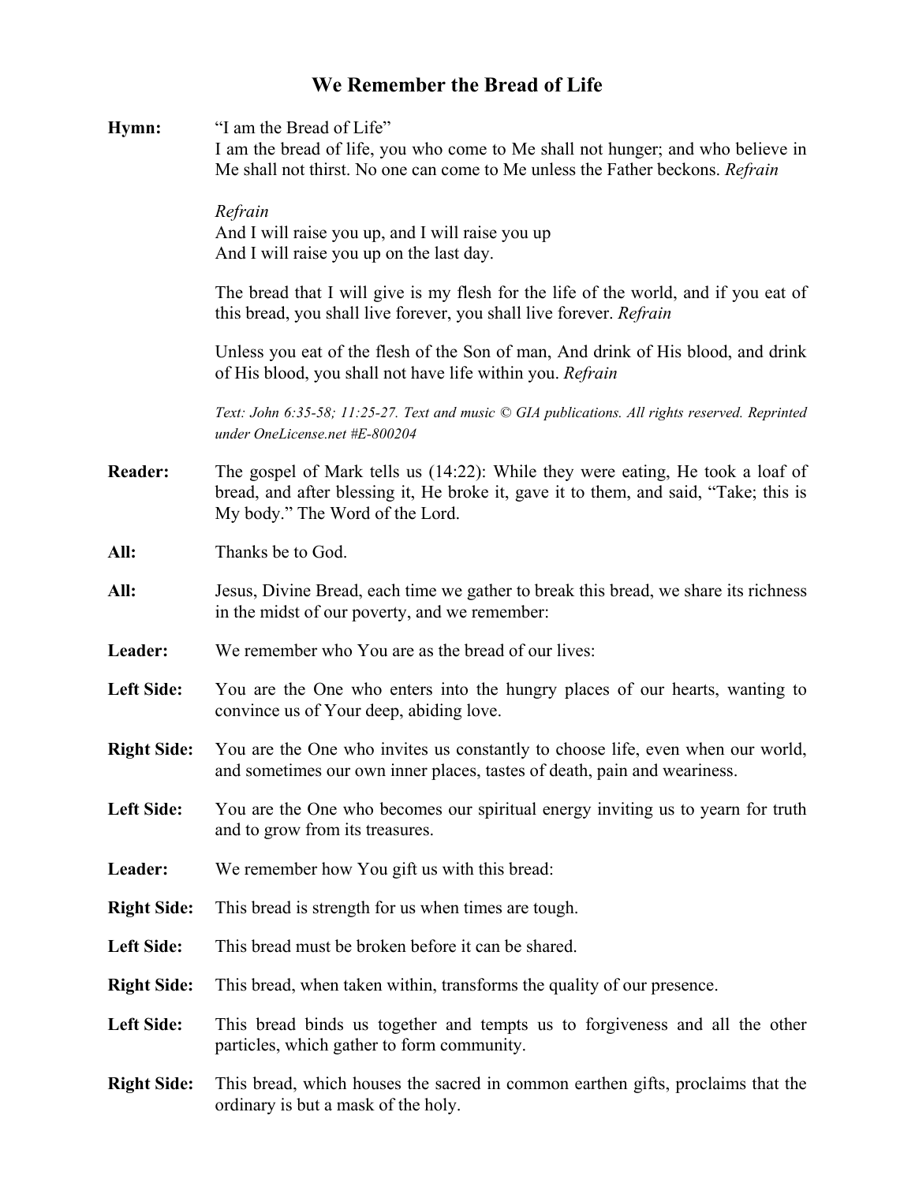# We Remember the Bread of Life

**Hymn:** "I am the Bread of Life"

I am the bread of life, you who come to Me shall not hunger; and who believe in Me shall not thirst. No one can come to Me unless the Father beckons. *Refrain*

*Refrain*
And I will raise you up, and I will raise you up
And I will raise you up on the last day.

The bread that I will give is my flesh for the life of the world, and if you eat of this bread, you shall live forever, you shall live forever. *Refrain*

Unless you eat of the flesh of the Son of man, And drink of His blood, and drink of His blood, you shall not have life within you. *Refrain*

*Text: John 6:35-58; 11:25-27. Text and music © GIA publications. All rights reserved. Reprinted under OneLicense.net #E-800204*

**Reader:** The gospel of Mark tells us (14:22): While they were eating, He took a loaf of bread, and after blessing it, He broke it, gave it to them, and said, "Take; this is My body." The Word of the Lord.

**All:** Thanks be to God.

**All:** Jesus, Divine Bread, each time we gather to break this bread, we share its richness in the midst of our poverty, and we remember:

**Leader:** We remember who You are as the bread of our lives:

**Left Side:** You are the One who enters into the hungry places of our hearts, wanting to convince us of Your deep, abiding love.

**Right Side:** You are the One who invites us constantly to choose life, even when our world, and sometimes our own inner places, tastes of death, pain and weariness.

**Left Side:** You are the One who becomes our spiritual energy inviting us to yearn for truth and to grow from its treasures.

**Leader:** We remember how You gift us with this bread:

**Right Side:** This bread is strength for us when times are tough.

**Left Side:** This bread must be broken before it can be shared.

**Right Side:** This bread, when taken within, transforms the quality of our presence.

**Left Side:** This bread binds us together and tempts us to forgiveness and all the other particles, which gather to form community.

**Right Side:** This bread, which houses the sacred in common earthen gifts, proclaims that the ordinary is but a mask of the holy.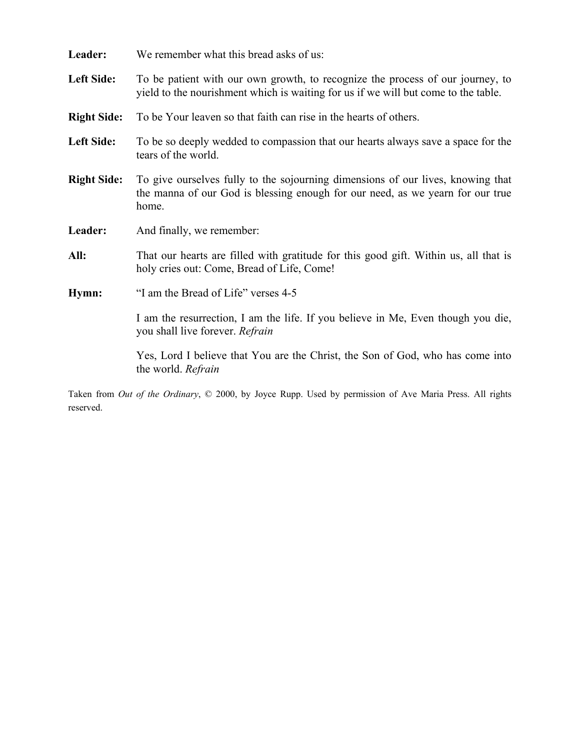**Leader:** We remember what this bread asks of us:

**Left Side:** To be patient with our own growth, to recognize the process of our journey, to yield to the nourishment which is waiting for us if we will but come to the table.

**Right Side:** To be Your leaven so that faith can rise in the hearts of others.

**Left Side:** To be so deeply wedded to compassion that our hearts always save a space for the tears of the world.

**Right Side:** To give ourselves fully to the sojourning dimensions of our lives, knowing that the manna of our God is blessing enough for our need, as we yearn for our true home.

**Leader:** And finally, we remember:

**All:** That our hearts are filled with gratitude for this good gift. Within us, all that is holy cries out: Come, Bread of Life, Come!

**Hymn:** "I am the Bread of Life" verses 4-5

I am the resurrection, I am the life. If you believe in Me, Even though you die, you shall live forever. *Refrain*

Yes, Lord I believe that You are the Christ, the Son of God, who has come into the world. *Refrain*

Taken from *Out of the Ordinary*, © 2000, by Joyce Rupp. Used by permission of Ave Maria Press. All rights reserved.